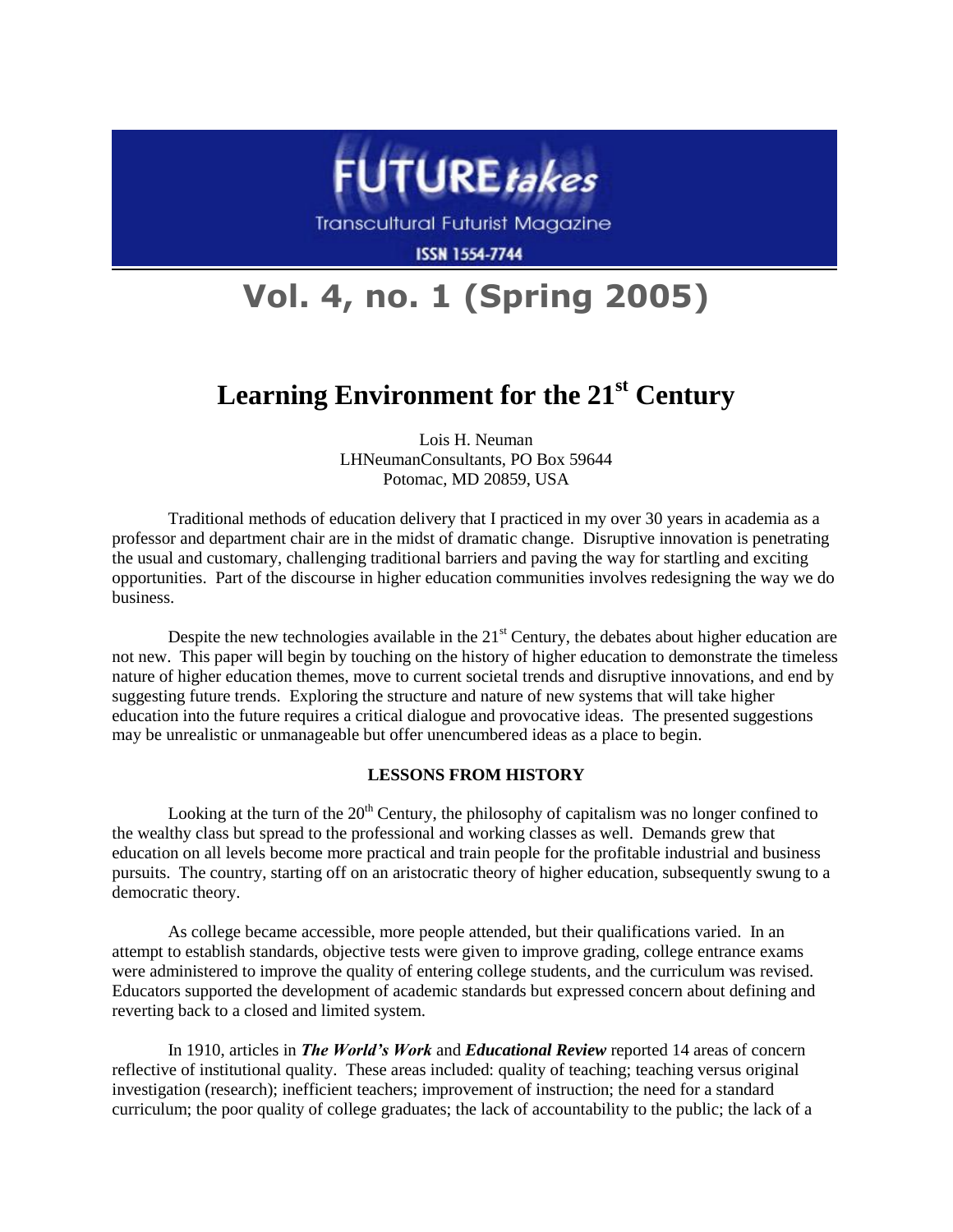FUTURE*takes*

Transcultural Futurist Magazine

ISSN 1554-7744

# Vol. 4, no. 1 (Spring 2005)

## Learning Environment for the 21st Century

Lois H. Neuman
LHNeumanConsultants, PO Box 59644
Potomac, MD 20859, USA

Traditional methods of education delivery that I practiced in my over 30 years in academia as a professor and department chair are in the midst of dramatic change. Disruptive innovation is penetrating the usual and customary, challenging traditional barriers and paving the way for startling and exciting opportunities. Part of the discourse in higher education communities involves redesigning the way we do business.

Despite the new technologies available in the 21st Century, the debates about higher education are not new. This paper will begin by touching on the history of higher education to demonstrate the timeless nature of higher education themes, move to current societal trends and disruptive innovations, and end by suggesting future trends. Exploring the structure and nature of new systems that will take higher education into the future requires a critical dialogue and provocative ideas. The presented suggestions may be unrealistic or unmanageable but offer unencumbered ideas as a place to begin.

### LESSONS FROM HISTORY

Looking at the turn of the 20th Century, the philosophy of capitalism was no longer confined to the wealthy class but spread to the professional and working classes as well. Demands grew that education on all levels become more practical and train people for the profitable industrial and business pursuits. The country, starting off on an aristocratic theory of higher education, subsequently swung to a democratic theory.

As college became accessible, more people attended, but their qualifications varied. In an attempt to establish standards, objective tests were given to improve grading, college entrance exams were administered to improve the quality of entering college students, and the curriculum was revised. Educators supported the development of academic standards but expressed concern about defining and reverting back to a closed and limited system.

In 1910, articles in ***The World's Work*** and ***Educational Review*** reported 14 areas of concern reflective of institutional quality. These areas included: quality of teaching; teaching versus original investigation (research); inefficient teachers; improvement of instruction; the need for a standard curriculum; the poor quality of college graduates; the lack of accountability to the public; the lack of a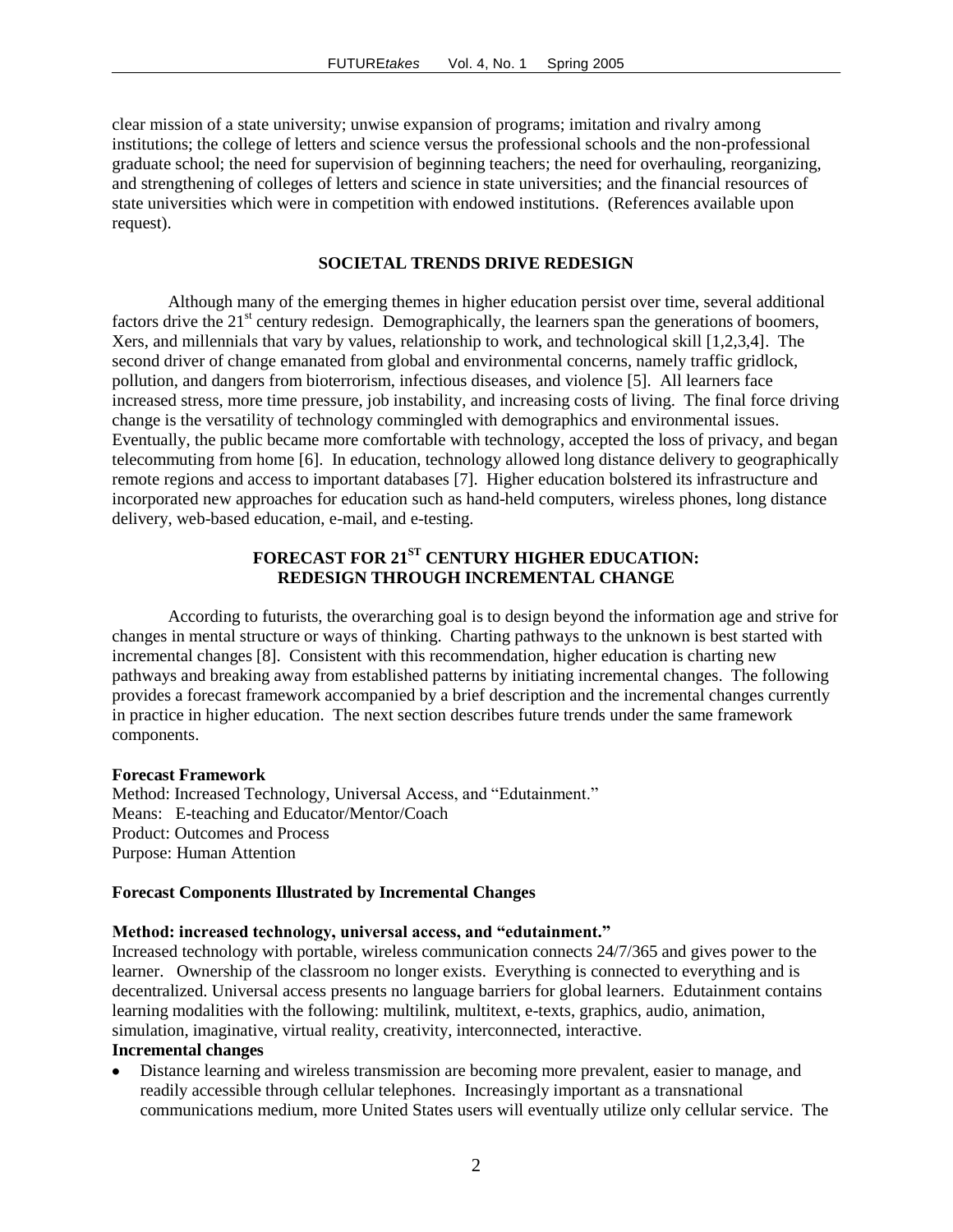clear mission of a state university; unwise expansion of programs; imitation and rivalry among institutions; the college of letters and science versus the professional schools and the non-professional graduate school; the need for supervision of beginning teachers; the need for overhauling, reorganizing, and strengthening of colleges of letters and science in state universities; and the financial resources of state universities which were in competition with endowed institutions. (References available upon request).

## SOCIETAL TRENDS DRIVE REDESIGN

Although many of the emerging themes in higher education persist over time, several additional factors drive the 21st century redesign. Demographically, the learners span the generations of boomers, Xers, and millennials that vary by values, relationship to work, and technological skill [1,2,3,4]. The second driver of change emanated from global and environmental concerns, namely traffic gridlock, pollution, and dangers from bioterrorism, infectious diseases, and violence [5]. All learners face increased stress, more time pressure, job instability, and increasing costs of living. The final force driving change is the versatility of technology commingled with demographics and environmental issues. Eventually, the public became more comfortable with technology, accepted the loss of privacy, and began telecommuting from home [6]. In education, technology allowed long distance delivery to geographically remote regions and access to important databases [7]. Higher education bolstered its infrastructure and incorporated new approaches for education such as hand-held computers, wireless phones, long distance delivery, web-based education, e-mail, and e-testing.

## FORECAST FOR 21ST CENTURY HIGHER EDUCATION: REDESIGN THROUGH INCREMENTAL CHANGE

According to futurists, the overarching goal is to design beyond the information age and strive for changes in mental structure or ways of thinking. Charting pathways to the unknown is best started with incremental changes [8]. Consistent with this recommendation, higher education is charting new pathways and breaking away from established patterns by initiating incremental changes. The following provides a forecast framework accompanied by a brief description and the incremental changes currently in practice in higher education. The next section describes future trends under the same framework components.

**Forecast Framework**

Method: Increased Technology, Universal Access, and "Edutainment."
Means: E-teaching and Educator/Mentor/Coach
Product: Outcomes and Process
Purpose: Human Attention

**Forecast Components Illustrated by Incremental Changes**

**Method: increased technology, universal access, and "edutainment."**

Increased technology with portable, wireless communication connects 24/7/365 and gives power to the learner. Ownership of the classroom no longer exists. Everything is connected to everything and is decentralized. Universal access presents no language barriers for global learners. Edutainment contains learning modalities with the following: multilink, multitext, e-texts, graphics, audio, animation, simulation, imaginative, virtual reality, creativity, interconnected, interactive.

**Incremental changes**

- Distance learning and wireless transmission are becoming more prevalent, easier to manage, and readily accessible through cellular telephones. Increasingly important as a transnational communications medium, more United States users will eventually utilize only cellular service. The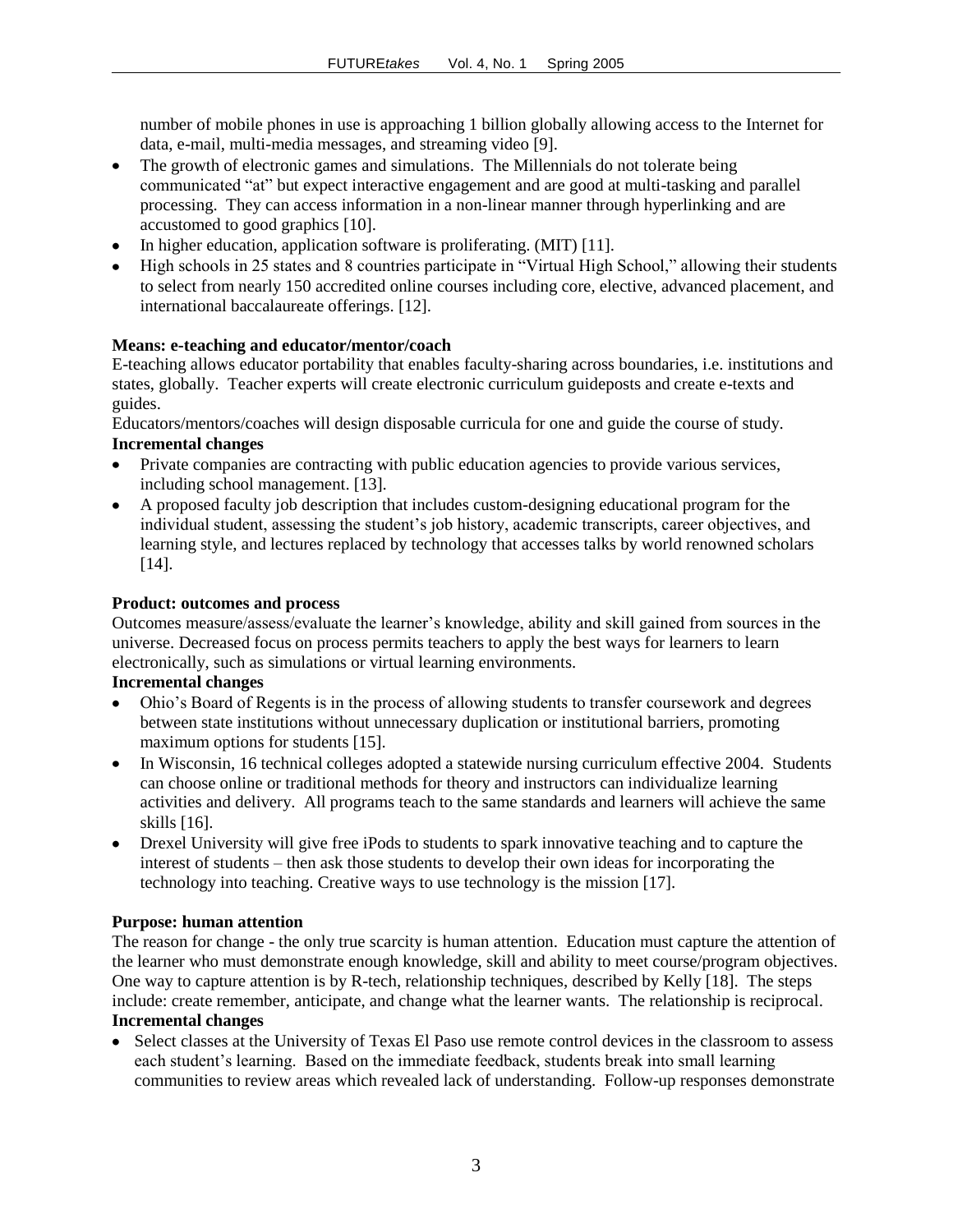number of mobile phones in use is approaching 1 billion globally allowing access to the Internet for data, e-mail, multi-media messages, and streaming video [9].

- The growth of electronic games and simulations. The Millennials do not tolerate being communicated "at" but expect interactive engagement and are good at multi-tasking and parallel processing. They can access information in a non-linear manner through hyperlinking and are accustomed to good graphics [10].
- In higher education, application software is proliferating. (MIT) [11].
- High schools in 25 states and 8 countries participate in "Virtual High School," allowing their students to select from nearly 150 accredited online courses including core, elective, advanced placement, and international baccalaureate offerings. [12].

**Means: e-teaching and educator/mentor/coach**

E-teaching allows educator portability that enables faculty-sharing across boundaries, i.e. institutions and states, globally. Teacher experts will create electronic curriculum guideposts and create e-texts and guides.

Educators/mentors/coaches will design disposable curricula for one and guide the course of study.

**Incremental changes**

- Private companies are contracting with public education agencies to provide various services, including school management. [13].
- A proposed faculty job description that includes custom-designing educational program for the individual student, assessing the student's job history, academic transcripts, career objectives, and learning style, and lectures replaced by technology that accesses talks by world renowned scholars [14].

**Product: outcomes and process**

Outcomes measure/assess/evaluate the learner's knowledge, ability and skill gained from sources in the universe. Decreased focus on process permits teachers to apply the best ways for learners to learn electronically, such as simulations or virtual learning environments.

**Incremental changes**

- Ohio's Board of Regents is in the process of allowing students to transfer coursework and degrees between state institutions without unnecessary duplication or institutional barriers, promoting maximum options for students [15].
- In Wisconsin, 16 technical colleges adopted a statewide nursing curriculum effective 2004. Students can choose online or traditional methods for theory and instructors can individualize learning activities and delivery. All programs teach to the same standards and learners will achieve the same skills [16].
- Drexel University will give free iPods to students to spark innovative teaching and to capture the interest of students – then ask those students to develop their own ideas for incorporating the technology into teaching. Creative ways to use technology is the mission [17].

**Purpose: human attention**

The reason for change - the only true scarcity is human attention. Education must capture the attention of the learner who must demonstrate enough knowledge, skill and ability to meet course/program objectives. One way to capture attention is by R-tech, relationship techniques, described by Kelly [18]. The steps include: create remember, anticipate, and change what the learner wants. The relationship is reciprocal.

**Incremental changes**

- Select classes at the University of Texas El Paso use remote control devices in the classroom to assess each student's learning. Based on the immediate feedback, students break into small learning communities to review areas which revealed lack of understanding. Follow-up responses demonstrate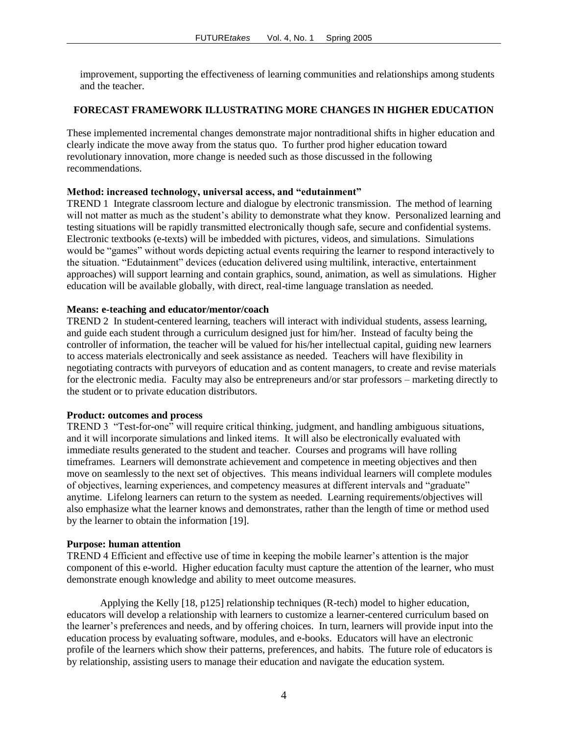improvement, supporting the effectiveness of learning communities and relationships among students and the teacher.

## FORECAST FRAMEWORK ILLUSTRATING MORE CHANGES IN HIGHER EDUCATION

These implemented incremental changes demonstrate major nontraditional shifts in higher education and clearly indicate the move away from the status quo. To further prod higher education toward revolutionary innovation, more change is needed such as those discussed in the following recommendations.

**Method: increased technology, universal access, and "edutainment"**

TREND 1 Integrate classroom lecture and dialogue by electronic transmission. The method of learning will not matter as much as the student's ability to demonstrate what they know. Personalized learning and testing situations will be rapidly transmitted electronically though safe, secure and confidential systems. Electronic textbooks (e-texts) will be imbedded with pictures, videos, and simulations. Simulations would be "games" without words depicting actual events requiring the learner to respond interactively to the situation. "Edutainment" devices (education delivered using multilink, interactive, entertainment approaches) will support learning and contain graphics, sound, animation, as well as simulations. Higher education will be available globally, with direct, real-time language translation as needed.

**Means: e-teaching and educator/mentor/coach**

TREND 2 In student-centered learning, teachers will interact with individual students, assess learning, and guide each student through a curriculum designed just for him/her. Instead of faculty being the controller of information, the teacher will be valued for his/her intellectual capital, guiding new learners to access materials electronically and seek assistance as needed. Teachers will have flexibility in negotiating contracts with purveyors of education and as content managers, to create and revise materials for the electronic media. Faculty may also be entrepreneurs and/or star professors – marketing directly to the student or to private education distributors.

**Product: outcomes and process**

TREND 3 "Test-for-one" will require critical thinking, judgment, and handling ambiguous situations, and it will incorporate simulations and linked items. It will also be electronically evaluated with immediate results generated to the student and teacher. Courses and programs will have rolling timeframes. Learners will demonstrate achievement and competence in meeting objectives and then move on seamlessly to the next set of objectives. This means individual learners will complete modules of objectives, learning experiences, and competency measures at different intervals and "graduate" anytime. Lifelong learners can return to the system as needed. Learning requirements/objectives will also emphasize what the learner knows and demonstrates, rather than the length of time or method used by the learner to obtain the information [19].

**Purpose: human attention**

TREND 4 Efficient and effective use of time in keeping the mobile learner's attention is the major component of this e-world. Higher education faculty must capture the attention of the learner, who must demonstrate enough knowledge and ability to meet outcome measures.

Applying the Kelly [18, p125] relationship techniques (R-tech) model to higher education, educators will develop a relationship with learners to customize a learner-centered curriculum based on the learner's preferences and needs, and by offering choices. In turn, learners will provide input into the education process by evaluating software, modules, and e-books. Educators will have an electronic profile of the learners which show their patterns, preferences, and habits. The future role of educators is by relationship, assisting users to manage their education and navigate the education system.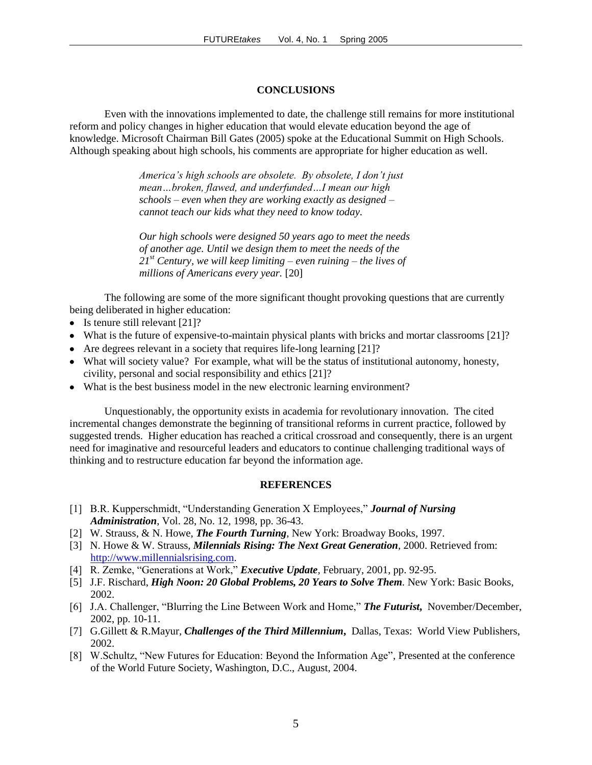## CONCLUSIONS

Even with the innovations implemented to date, the challenge still remains for more institutional reform and policy changes in higher education that would elevate education beyond the age of knowledge. Microsoft Chairman Bill Gates (2005) spoke at the Educational Summit on High Schools. Although speaking about high schools, his comments are appropriate for higher education as well.

> *America's high schools are obsolete. By obsolete, I don't just mean…broken, flawed, and underfunded…I mean our high schools – even when they are working exactly as designed – cannot teach our kids what they need to know today.*
>
> *Our high schools were designed 50 years ago to meet the needs of another age. Until we design them to meet the needs of the 21st Century, we will keep limiting – even ruining – the lives of millions of Americans every year.* [20]

The following are some of the more significant thought provoking questions that are currently being deliberated in higher education:

- Is tenure still relevant [21]?
- What is the future of expensive-to-maintain physical plants with bricks and mortar classrooms [21]?
- Are degrees relevant in a society that requires life-long learning [21]?
- What will society value? For example, what will be the status of institutional autonomy, honesty, civility, personal and social responsibility and ethics [21]?
- What is the best business model in the new electronic learning environment?

Unquestionably, the opportunity exists in academia for revolutionary innovation. The cited incremental changes demonstrate the beginning of transitional reforms in current practice, followed by suggested trends. Higher education has reached a critical crossroad and consequently, there is an urgent need for imaginative and resourceful leaders and educators to continue challenging traditional ways of thinking and to restructure education far beyond the information age.

## REFERENCES

[1] B.R. Kupperschmidt, "Understanding Generation X Employees," ***Journal of Nursing Administration***, Vol. 28, No. 12, 1998, pp. 36-43.

[2] W. Strauss, & N. Howe, ***The Fourth Turning***, New York: Broadway Books, 1997.

[3] N. Howe & W. Strauss, ***Milennials Rising: The Next Great Generation***, 2000. Retrieved from: http://www.millennialsrising.com.

[4] R. Zemke, "Generations at Work," ***Executive Update***, February, 2001, pp. 92-95.

[5] J.F. Rischard, ***High Noon: 20 Global Problems, 20 Years to Solve Them***. New York: Basic Books, 2002.

[6] J.A. Challenger, "Blurring the Line Between Work and Home," ***The Futurist,*** November/December, 2002, pp. 10-11.

[7] G.Gillett & R.Mayur, ***Challenges of the Third Millennium***, Dallas, Texas: World View Publishers, 2002.

[8] W.Schultz, "New Futures for Education: Beyond the Information Age", Presented at the conference of the World Future Society, Washington, D.C., August, 2004.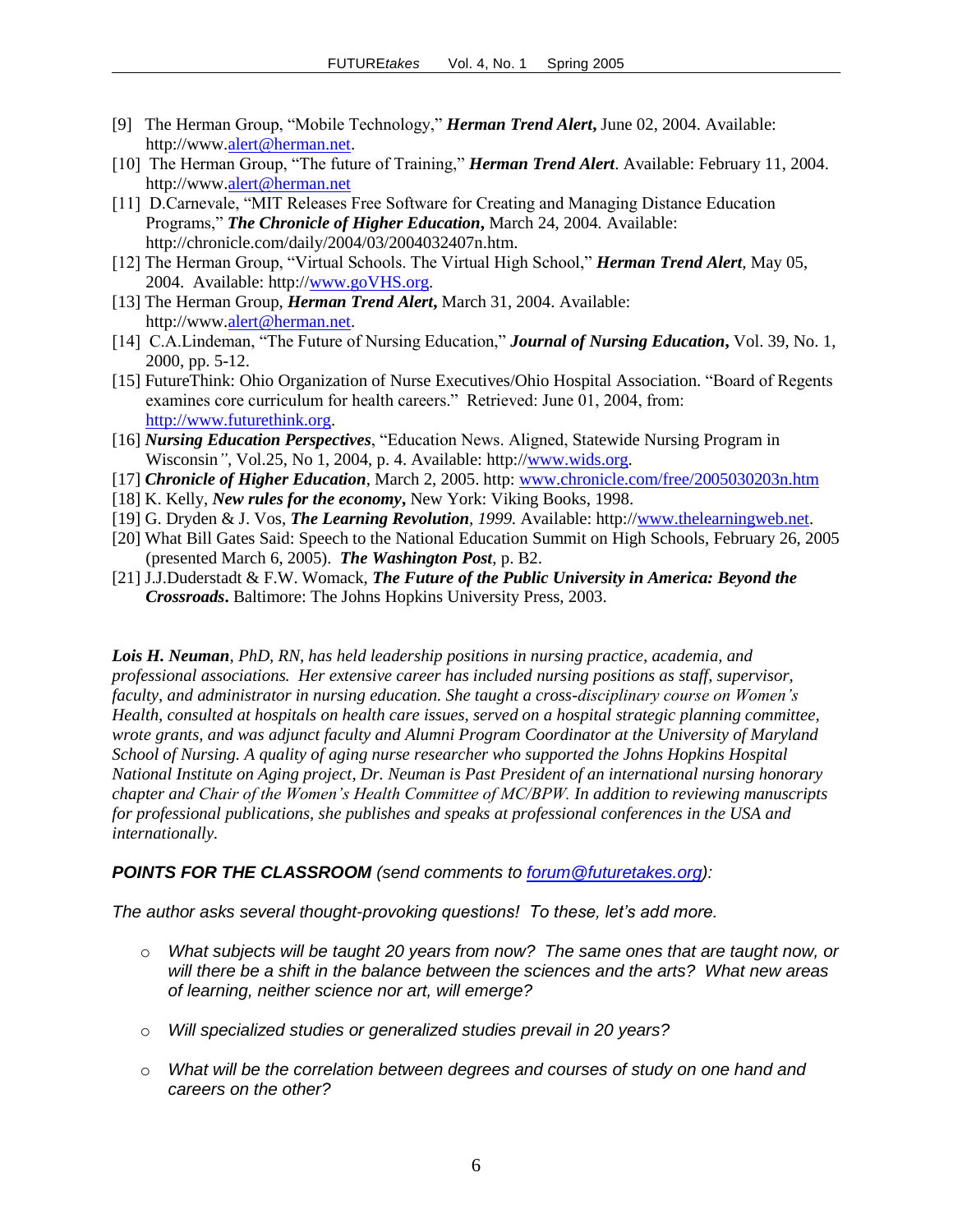[9] The Herman Group, "Mobile Technology," ***Herman Trend Alert,*** June 02, 2004. Available: http://www.alert@herman.net.

[10] The Herman Group, "The future of Training," ***Herman Trend Alert***. Available: February 11, 2004. http://www.alert@herman.net

[11] D.Carnevale, "MIT Releases Free Software for Creating and Managing Distance Education Programs," ***The Chronicle of Higher Education,*** March 24, 2004. Available: http://chronicle.com/daily/2004/03/2004032407n.htm.

[12] The Herman Group, "Virtual Schools. The Virtual High School," ***Herman Trend Alert***, May 05, 2004. Available: http://www.goVHS.org.

[13] The Herman Group, ***Herman Trend Alert,*** March 31, 2004. Available: http://www.alert@herman.net.

[14] C.A.Lindeman, "The Future of Nursing Education," ***Journal of Nursing Education,*** Vol. 39, No. 1, 2000, pp. 5-12.

[15] FutureThink: Ohio Organization of Nurse Executives/Ohio Hospital Association. "Board of Regents examines core curriculum for health careers." Retrieved: June 01, 2004, from: http://www.futurethink.org.

[16] ***Nursing Education Perspectives***, "Education News. Aligned, Statewide Nursing Program in Wisconsin*"*, Vol.25, No 1, 2004, p. 4. Available: http://www.wids.org.

[17] ***Chronicle of Higher Education***, March 2, 2005. http: www.chronicle.com/free/2005030203n.htm

[18] K. Kelly, ***New rules for the economy,*** New York: Viking Books, 1998.

[19] G. Dryden & J. Vos, ***The Learning Revolution****, 1999.* Available: http://www.thelearningweb.net.

[20] What Bill Gates Said: Speech to the National Education Summit on High Schools, February 26, 2005 (presented March 6, 2005). ***The Washington Post***, p. B2.

[21] J.J.Duderstadt & F.W. Womack, ***The Future of the Public University in America: Beyond the Crossroads*****.** Baltimore: The Johns Hopkins University Press, 2003.

***Lois H. Neuman****, PhD, RN, has held leadership positions in nursing practice, academia, and professional associations. Her extensive career has included nursing positions as staff, supervisor, faculty, and administrator in nursing education. She taught a cross-disciplinary course on Women's Health, consulted at hospitals on health care issues, served on a hospital strategic planning committee, wrote grants, and was adjunct faculty and Alumni Program Coordinator at the University of Maryland School of Nursing. A quality of aging nurse researcher who supported the Johns Hopkins Hospital National Institute on Aging project, Dr. Neuman is Past President of an international nursing honorary chapter and Chair of the Women's Health Committee of MC/BPW. In addition to reviewing manuscripts for professional publications, she publishes and speaks at professional conferences in the USA and internationally.*

***POINTS FOR THE CLASSROOM*** *(send comments to forum@futuretakes.org):*

*The author asks several thought-provoking questions! To these, let's add more.*

- *What subjects will be taught 20 years from now? The same ones that are taught now, or will there be a shift in the balance between the sciences and the arts? What new areas of learning, neither science nor art, will emerge?*
- *Will specialized studies or generalized studies prevail in 20 years?*
- *What will be the correlation between degrees and courses of study on one hand and careers on the other?*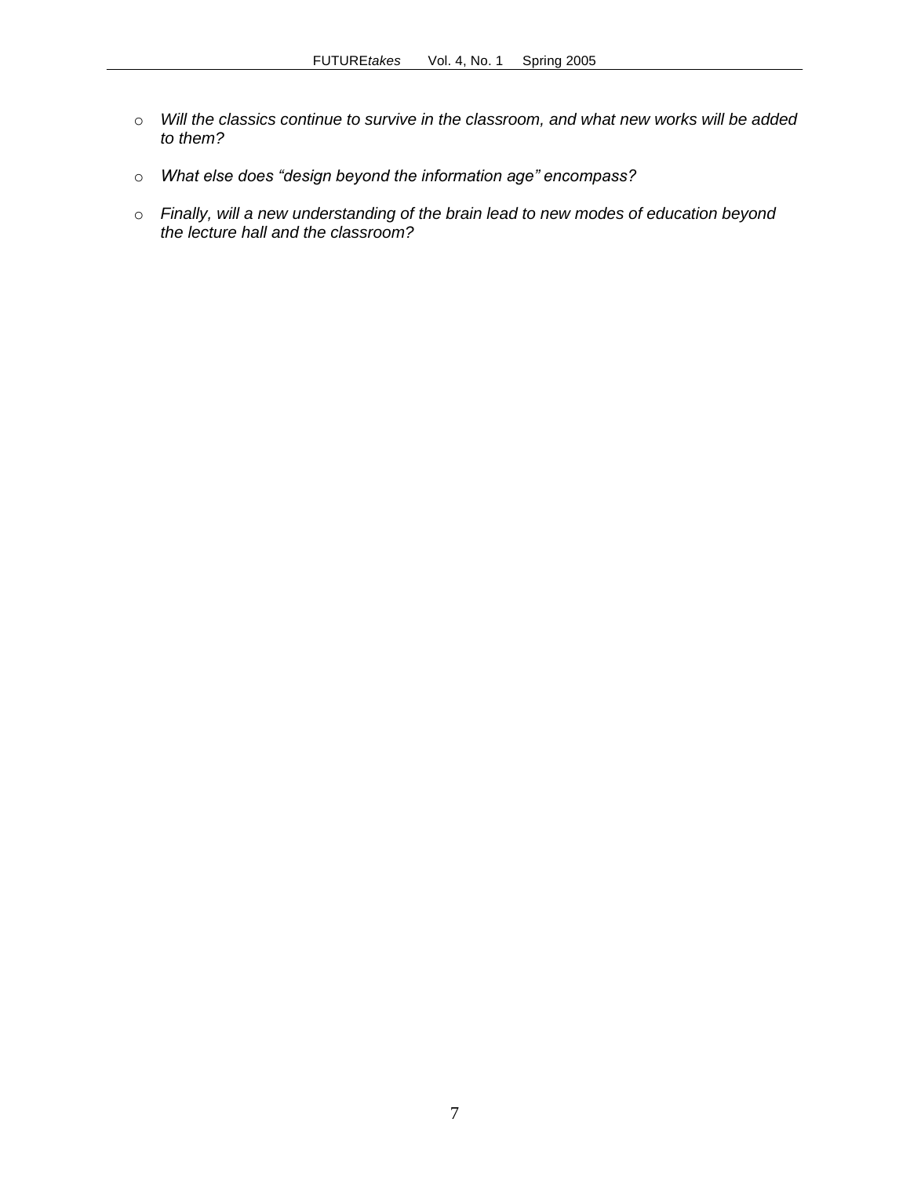- *Will the classics continue to survive in the classroom, and what new works will be added to them?*

- *What else does "design beyond the information age" encompass?*

- *Finally, will a new understanding of the brain lead to new modes of education beyond the lecture hall and the classroom?*